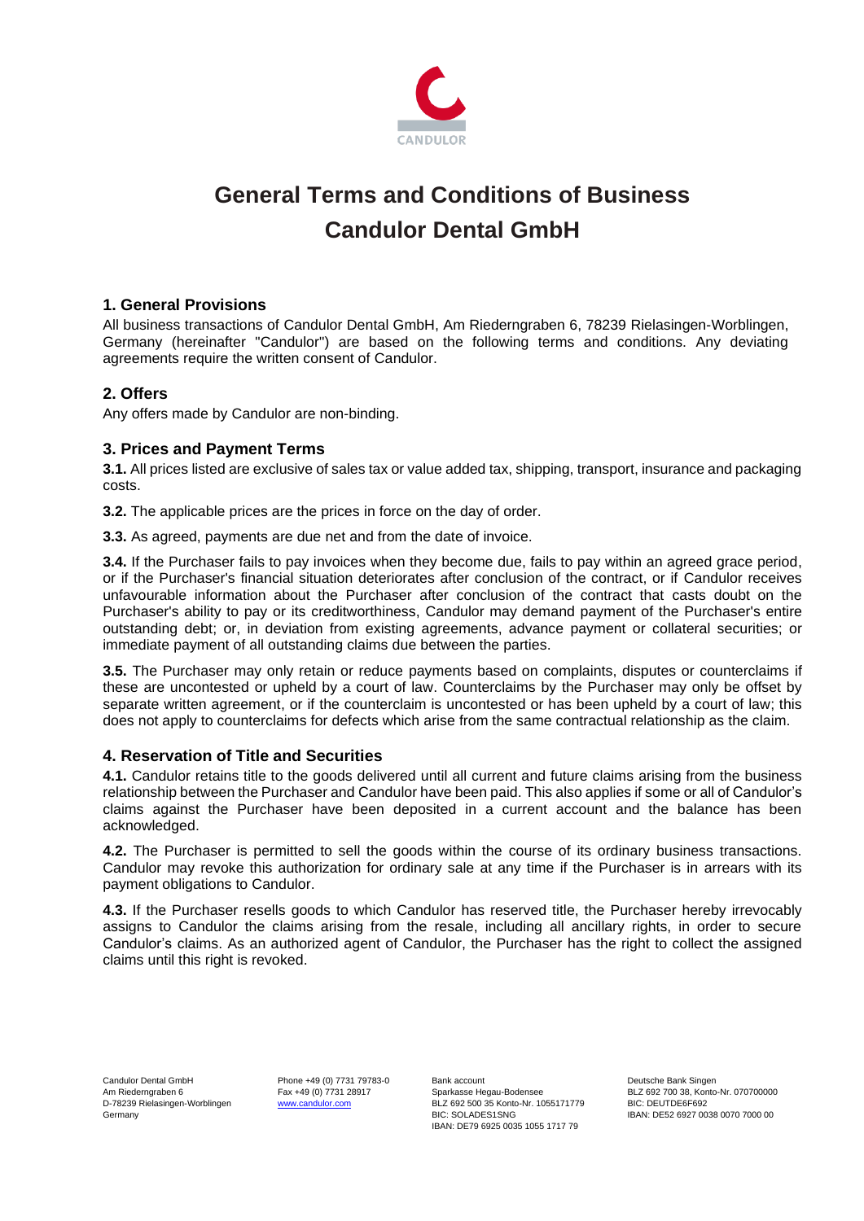# General Terms and Conditions of Business Candulor Dental GmbH

## 1. General Provisions

All business transactions of Candulor Dental GmbH, Am Riederngraben 6, 78239 Rielasingen-Worblingen, Germany (hereinafter "Candulor") are based on the following terms and conditions. Any deviating agreements require the written consent of Candulor.

## 2. Offers

Any offers made by Candulor are non-binding.

## 3. Prices and Payment Terms

**3.1.** All prices listed are exclusive of sales tax or value added tax, shipping, transport, insurance and packaging costs.

**3.2.** The applicable prices are the prices in force on the day of order.

**3.3.** As agreed, payments are due net and from the date of invoice.

**3.4.** If the Purchaser fails to pay invoices when they become due, fails to pay within an agreed grace period, or if the Purchaser's financial situation deteriorates after conclusion of the contract, or if Candulor receives unfavourable information about the Purchaser after conclusion of the contract that casts doubt on the Purchaser's ability to pay or its creditworthiness, Candulor may demand payment of the Purchaser's entire outstanding debt; or, in deviation from existing agreements, advance payment or collateral securities; or immediate payment of all outstanding claims due between the parties.

**3.5.** The Purchaser may only retain or reduce payments based on complaints, disputes or counterclaims if these are uncontested or upheld by a court of law. Counterclaims by the Purchaser may only be offset by separate written agreement, or if the counterclaim is uncontested or has been upheld by a court of law; this does not apply to counterclaims for defects which arise from the same contractual relationship as the claim.

## 4. Reservation of Title and Securities

**4.1.** Candulor retains title to the goods delivered until all current and future claims arising from the business relationship between the Purchaser and Candulor have been paid. This also applies if some or all of Candulor's claims against the Purchaser have been deposited in a current account and the balance has been acknowledged.

**4.2.** The Purchaser is permitted to sell the goods within the course of its ordinary business transactions. Candulor may revoke this authorization for ordinary sale at any time if the Purchaser is in arrears with its payment obligations to Candulor.

**4.3.** If the Purchaser resells goods to which Candulor has reserved title, the Purchaser hereby irrevocably assigns to Candulor the claims arising from the resale, including all ancillary rights, in order to secure Candulor's claims. As an authorized agent of Candulor, the Purchaser has the right to collect the assigned claims until this right is revoked.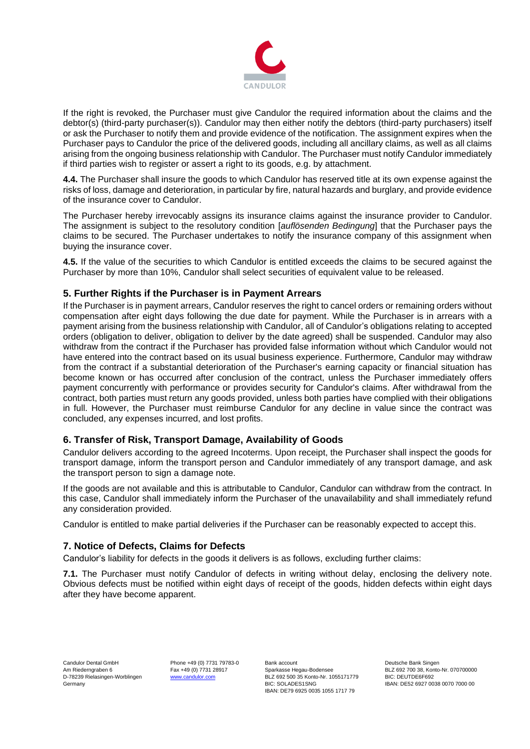If the right is revoked, the Purchaser must give Candulor the required information about the claims and the debtor(s) (third-party purchaser(s)). Candulor may then either notify the debtors (third-party purchasers) itself or ask the Purchaser to notify them and provide evidence of the notification. The assignment expires when the Purchaser pays to Candulor the price of the delivered goods, including all ancillary claims, as well as all claims arising from the ongoing business relationship with Candulor. The Purchaser must notify Candulor immediately if third parties wish to register or assert a right to its goods, e.g. by attachment.

**4.4.** The Purchaser shall insure the goods to which Candulor has reserved title at its own expense against the risks of loss, damage and deterioration, in particular by fire, natural hazards and burglary, and provide evidence of the insurance cover to Candulor.

The Purchaser hereby irrevocably assigns its insurance claims against the insurance provider to Candulor. The assignment is subject to the resolutory condition [*auflösenden Bedingung*] that the Purchaser pays the claims to be secured. The Purchaser undertakes to notify the insurance company of this assignment when buying the insurance cover.

**4.5.** If the value of the securities to which Candulor is entitled exceeds the claims to be secured against the Purchaser by more than 10%, Candulor shall select securities of equivalent value to be released.

## 5. Further Rights if the Purchaser is in Payment Arrears

If the Purchaser is in payment arrears, Candulor reserves the right to cancel orders or remaining orders without compensation after eight days following the due date for payment. While the Purchaser is in arrears with a payment arising from the business relationship with Candulor, all of Candulor's obligations relating to accepted orders (obligation to deliver, obligation to deliver by the date agreed) shall be suspended. Candulor may also withdraw from the contract if the Purchaser has provided false information without which Candulor would not have entered into the contract based on its usual business experience. Furthermore, Candulor may withdraw from the contract if a substantial deterioration of the Purchaser's earning capacity or financial situation has become known or has occurred after conclusion of the contract, unless the Purchaser immediately offers payment concurrently with performance or provides security for Candulor's claims. After withdrawal from the contract, both parties must return any goods provided, unless both parties have complied with their obligations in full. However, the Purchaser must reimburse Candulor for any decline in value since the contract was concluded, any expenses incurred, and lost profits.

## 6. Transfer of Risk, Transport Damage, Availability of Goods

Candulor delivers according to the agreed Incoterms. Upon receipt, the Purchaser shall inspect the goods for transport damage, inform the transport person and Candulor immediately of any transport damage, and ask the transport person to sign a damage note.

If the goods are not available and this is attributable to Candulor, Candulor can withdraw from the contract. In this case, Candulor shall immediately inform the Purchaser of the unavailability and shall immediately refund any consideration provided.

Candulor is entitled to make partial deliveries if the Purchaser can be reasonably expected to accept this.

## 7. Notice of Defects, Claims for Defects

Candulor's liability for defects in the goods it delivers is as follows, excluding further claims:

**7.1.** The Purchaser must notify Candulor of defects in writing without delay, enclosing the delivery note. Obvious defects must be notified within eight days of receipt of the goods, hidden defects within eight days after they have become apparent.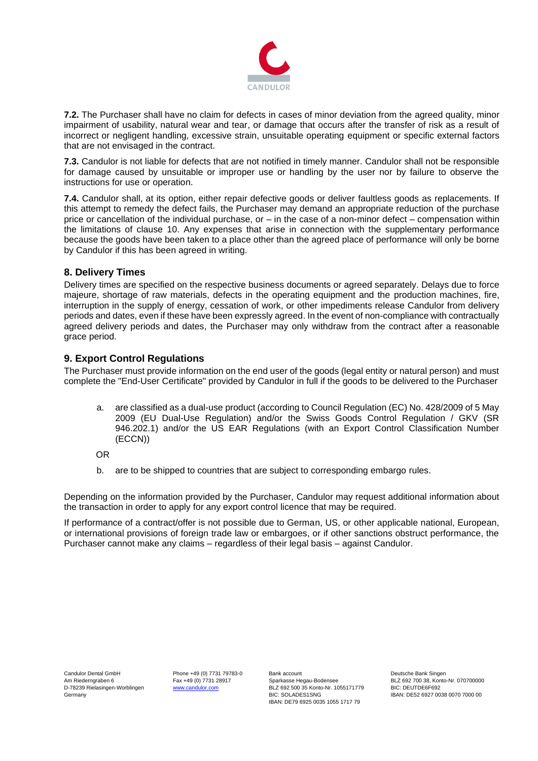**7.2.** The Purchaser shall have no claim for defects in cases of minor deviation from the agreed quality, minor impairment of usability, natural wear and tear, or damage that occurs after the transfer of risk as a result of incorrect or negligent handling, excessive strain, unsuitable operating equipment or specific external factors that are not envisaged in the contract.

**7.3.** Candulor is not liable for defects that are not notified in timely manner. Candulor shall not be responsible for damage caused by unsuitable or improper use or handling by the user nor by failure to observe the instructions for use or operation.

**7.4.** Candulor shall, at its option, either repair defective goods or deliver faultless goods as replacements. If this attempt to remedy the defect fails, the Purchaser may demand an appropriate reduction of the purchase price or cancellation of the individual purchase, or – in the case of a non-minor defect – compensation within the limitations of clause 10. Any expenses that arise in connection with the supplementary performance because the goods have been taken to a place other than the agreed place of performance will only be borne by Candulor if this has been agreed in writing.

## 8. Delivery Times

Delivery times are specified on the respective business documents or agreed separately. Delays due to force majeure, shortage of raw materials, defects in the operating equipment and the production machines, fire, interruption in the supply of energy, cessation of work, or other impediments release Candulor from delivery periods and dates, even if these have been expressly agreed. In the event of non-compliance with contractually agreed delivery periods and dates, the Purchaser may only withdraw from the contract after a reasonable grace period.

## 9. Export Control Regulations

The Purchaser must provide information on the end user of the goods (legal entity or natural person) and must complete the "End-User Certificate" provided by Candulor in full if the goods to be delivered to the Purchaser

a. are classified as a dual-use product (according to Council Regulation (EC) No. 428/2009 of 5 May 2009 (EU Dual-Use Regulation) and/or the Swiss Goods Control Regulation / GKV (SR 946.202.1) and/or the US EAR Regulations (with an Export Control Classification Number (ECCN))

OR

b. are to be shipped to countries that are subject to corresponding embargo rules.

Depending on the information provided by the Purchaser, Candulor may request additional information about the transaction in order to apply for any export control licence that may be required.

If performance of a contract/offer is not possible due to German, US, or other applicable national, European, or international provisions of foreign trade law or embargoes, or if other sanctions obstruct performance, the Purchaser cannot make any claims – regardless of their legal basis – against Candulor.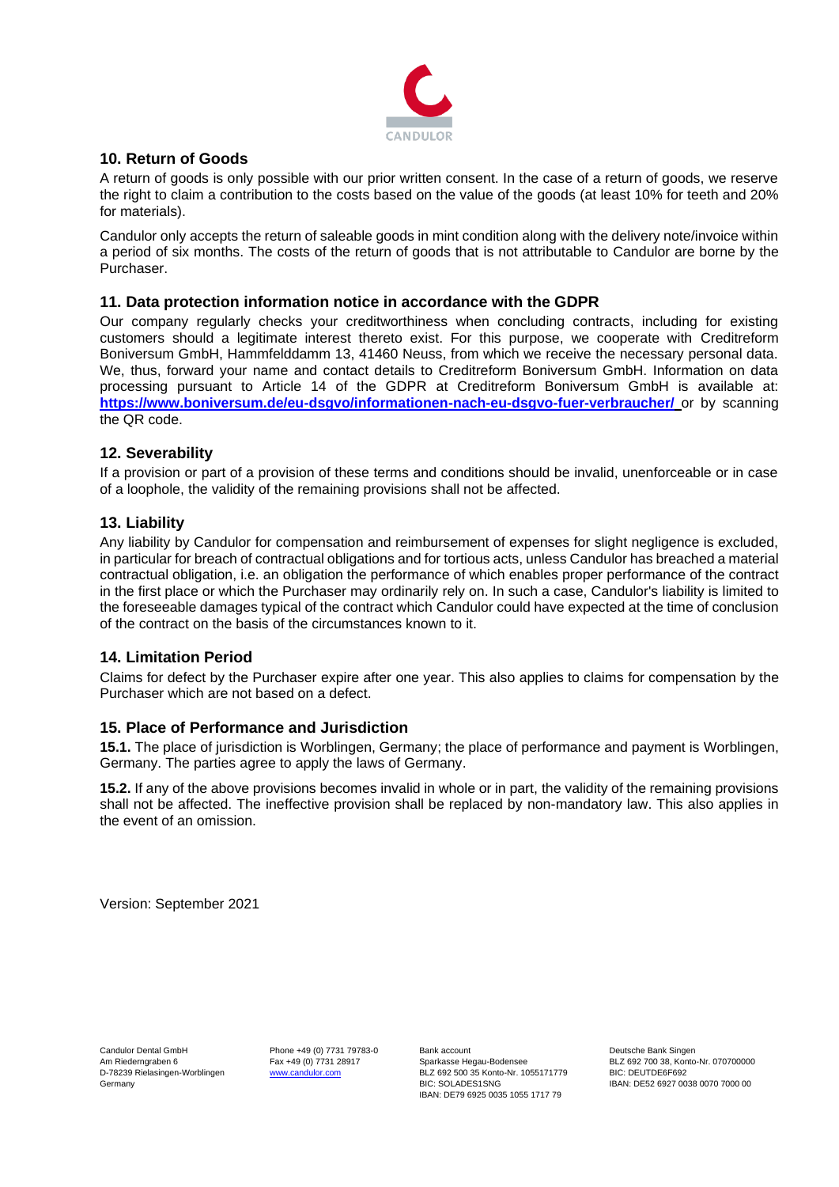## 10. Return of Goods

A return of goods is only possible with our prior written consent. In the case of a return of goods, we reserve the right to claim a contribution to the costs based on the value of the goods (at least 10% for teeth and 20% for materials).

Candulor only accepts the return of saleable goods in mint condition along with the delivery note/invoice within a period of six months. The costs of the return of goods that is not attributable to Candulor are borne by the Purchaser.

## 11. Data protection information notice in accordance with the GDPR

Our company regularly checks your creditworthiness when concluding contracts, including for existing customers should a legitimate interest thereto exist. For this purpose, we cooperate with Creditreform Boniversum GmbH, Hammfelddamm 13, 41460 Neuss, from which we receive the necessary personal data. We, thus, forward your name and contact details to Creditreform Boniversum GmbH. Information on data processing pursuant to Article 14 of the GDPR at Creditreform Boniversum GmbH is available at: **https://www.boniversum.de/eu-dsgvo/informationen-nach-eu-dsgvo-fuer-verbraucher/** or by scanning the QR code.

## 12. Severability

If a provision or part of a provision of these terms and conditions should be invalid, unenforceable or in case of a loophole, the validity of the remaining provisions shall not be affected.

## 13. Liability

Any liability by Candulor for compensation and reimbursement of expenses for slight negligence is excluded, in particular for breach of contractual obligations and for tortious acts, unless Candulor has breached a material contractual obligation, i.e. an obligation the performance of which enables proper performance of the contract in the first place or which the Purchaser may ordinarily rely on. In such a case, Candulor's liability is limited to the foreseeable damages typical of the contract which Candulor could have expected at the time of conclusion of the contract on the basis of the circumstances known to it.

## 14. Limitation Period

Claims for defect by the Purchaser expire after one year. This also applies to claims for compensation by the Purchaser which are not based on a defect.

## 15. Place of Performance and Jurisdiction

**15.1.** The place of jurisdiction is Worblingen, Germany; the place of performance and payment is Worblingen, Germany. The parties agree to apply the laws of Germany.

**15.2.** If any of the above provisions becomes invalid in whole or in part, the validity of the remaining provisions shall not be affected. The ineffective provision shall be replaced by non-mandatory law. This also applies in the event of an omission.

Version: September 2021